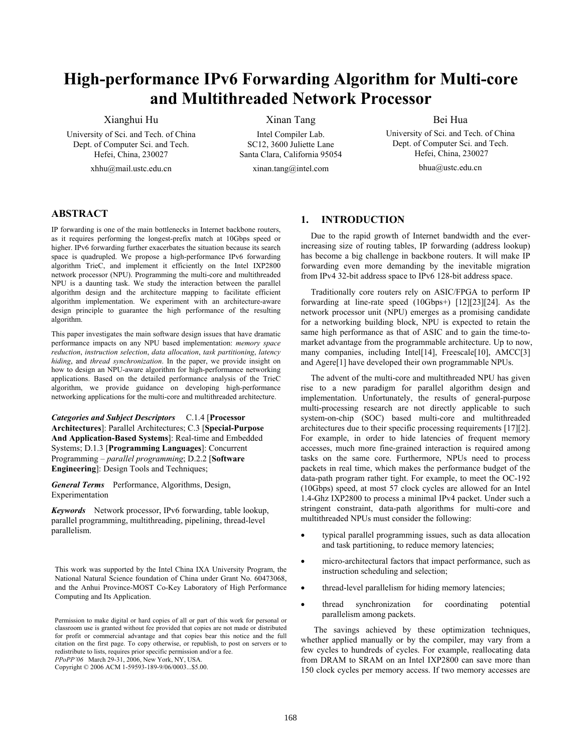# High-performance IPv6 Forwarding Algorithm for Multi-core and Multithreaded Network Processor

Xianghui Hu
University of Sci. and Tech. of China
Dept. of Computer Sci. and Tech.
Hefei, China, 230027
xhhu@mail.ustc.edu.cn

Xinan Tang
Intel Compiler Lab.
SC12, 3600 Juliette Lane
Santa Clara, California 95054
xinan.tang@intel.com

Bei Hua
University of Sci. and Tech. of China
Dept. of Computer Sci. and Tech.
Hefei, China, 230027
bhua@ustc.edu.cn

## ABSTRACT

IP forwarding is one of the main bottlenecks in Internet backbone routers, as it requires performing the longest-prefix match at 10Gbps speed or higher. IPv6 forwarding further exacerbates the situation because its search space is quadrupled. We propose a high-performance IPv6 forwarding algorithm TrieC, and implement it efficiently on the Intel IXP2800 network processor (NPU). Programming the multi-core and multithreaded NPU is a daunting task. We study the interaction between the parallel algorithm design and the architecture mapping to facilitate efficient algorithm implementation. We experiment with an architecture-aware design principle to guarantee the high performance of the resulting algorithm.

This paper investigates the main software design issues that have dramatic performance impacts on any NPU based implementation: *memory space reduction*, *instruction selection*, *data allocation*, *task partitioning*, *latency hiding*, and *thread synchronization*. In the paper, we provide insight on how to design an NPU-aware algorithm for high-performance networking applications. Based on the detailed performance analysis of the TrieC algorithm, we provide guidance on developing high-performance networking applications for the multi-core and multithreaded architecture.

***Categories and Subject Descriptors*** C.1.4 [**Processor Architectures**]: Parallel Architectures; C.3 [**Special-Purpose And Application-Based Systems**]: Real-time and Embedded Systems; D.1.3 [**Programming Languages**]: Concurrent Programming – *parallel programming*; D.2.2 [**Software Engineering**]: Design Tools and Techniques;

***General Terms*** Performance, Algorithms, Design, Experimentation

***Keywords*** Network processor, IPv6 forwarding, table lookup, parallel programming, multithreading, pipelining, thread-level parallelism.

This work was supported by the Intel China IXA University Program, the National Natural Science foundation of China under Grant No. 60473068, and the Anhui Province-MOST Co-Key Laboratory of High Performance Computing and Its Application.

Permission to make digital or hard copies of all or part of this work for personal or classroom use is granted without fee provided that copies are not made or distributed for profit or commercial advantage and that copies bear this notice and the full citation on the first page. To copy otherwise, or republish, to post on servers or to redistribute to lists, requires prior specific permission and/or a fee.
*PPoPP'06* March 29-31, 2006, New York, NY, USA.
Copyright © 2006 ACM 1-59593-189-9/06/0003...$5.00.

## 1. INTRODUCTION

Due to the rapid growth of Internet bandwidth and the ever-increasing size of routing tables, IP forwarding (address lookup) has become a big challenge in backbone routers. It will make IP forwarding even more demanding by the inevitable migration from IPv4 32-bit address space to IPv6 128-bit address space.

Traditionally core routers rely on ASIC/FPGA to perform IP forwarding at line-rate speed (10Gbps+) [12][23][24]. As the network processor unit (NPU) emerges as a promising candidate for a networking building block, NPU is expected to retain the same high performance as that of ASIC and to gain the time-to-market advantage from the programmable architecture. Up to now, many companies, including Intel[14], Freescale[10], AMCC[3] and Agere[1] have developed their own programmable NPUs.

The advent of the multi-core and multithreaded NPU has given rise to a new paradigm for parallel algorithm design and implementation. Unfortunately, the results of general-purpose multi-processing research are not directly applicable to such system-on-chip (SOC) based multi-core and multithreaded architectures due to their specific processing requirements [17][2]. For example, in order to hide latencies of frequent memory accesses, much more fine-grained interaction is required among tasks on the same core. Furthermore, NPUs need to process packets in real time, which makes the performance budget of the data-path program rather tight. For example, to meet the OC-192 (10Gbps) speed, at most 57 clock cycles are allowed for an Intel 1.4-Ghz IXP2800 to process a minimal IPv4 packet. Under such a stringent constraint, data-path algorithms for multi-core and multithreaded NPUs must consider the following:

- typical parallel programming issues, such as data allocation and task partitioning, to reduce memory latencies;
- micro-architectural factors that impact performance, such as instruction scheduling and selection;
- thread-level parallelism for hiding memory latencies;
- thread synchronization for coordinating potential parallelism among packets.

The savings achieved by these optimization techniques, whether applied manually or by the compiler, may vary from a few cycles to hundreds of cycles. For example, reallocating data from DRAM to SRAM on an Intel IXP2800 can save more than 150 clock cycles per memory access. If two memory accesses are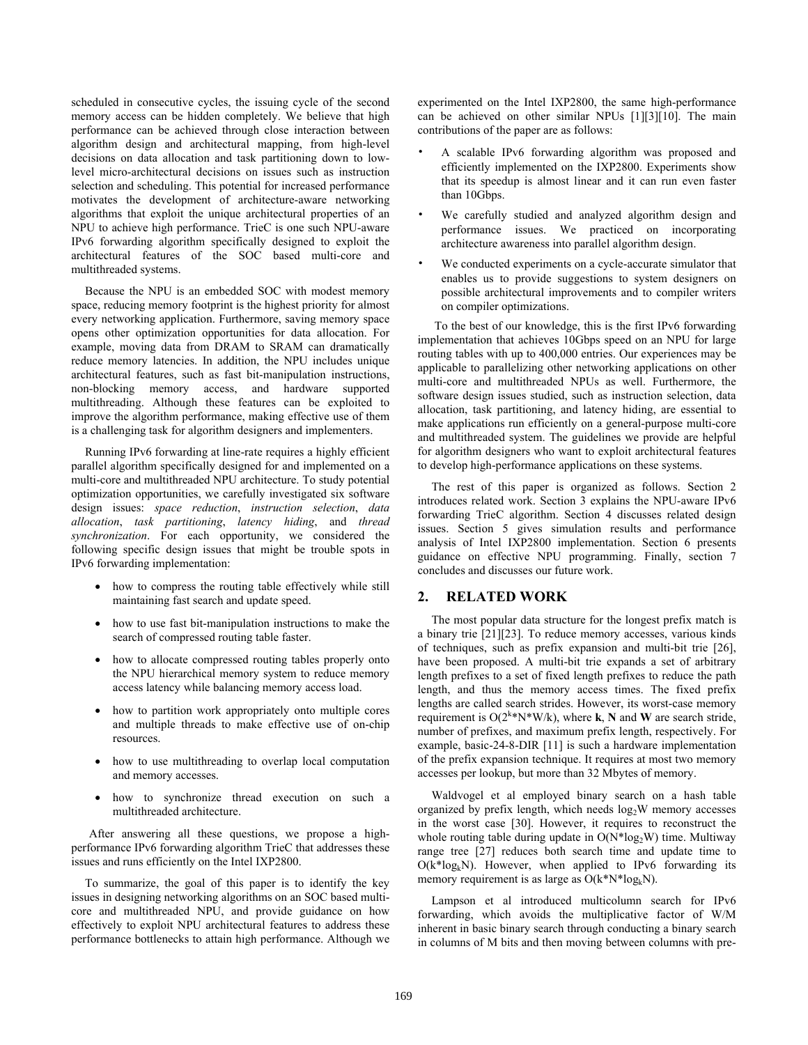scheduled in consecutive cycles, the issuing cycle of the second memory access can be hidden completely. We believe that high performance can be achieved through close interaction between algorithm design and architectural mapping, from high-level decisions on data allocation and task partitioning down to low-level micro-architectural decisions on issues such as instruction selection and scheduling. This potential for increased performance motivates the development of architecture-aware networking algorithms that exploit the unique architectural properties of an NPU to achieve high performance. TrieC is one such NPU-aware IPv6 forwarding algorithm specifically designed to exploit the architectural features of the SOC based multi-core and multithreaded systems.

Because the NPU is an embedded SOC with modest memory space, reducing memory footprint is the highest priority for almost every networking application. Furthermore, saving memory space opens other optimization opportunities for data allocation. For example, moving data from DRAM to SRAM can dramatically reduce memory latencies. In addition, the NPU includes unique architectural features, such as fast bit-manipulation instructions, non-blocking memory access, and hardware supported multithreading. Although these features can be exploited to improve the algorithm performance, making effective use of them is a challenging task for algorithm designers and implementers.

Running IPv6 forwarding at line-rate requires a highly efficient parallel algorithm specifically designed for and implemented on a multi-core and multithreaded NPU architecture. To study potential optimization opportunities, we carefully investigated six software design issues: *space reduction*, *instruction selection*, *data allocation*, *task partitioning*, *latency hiding*, and *thread synchronization*. For each opportunity, we considered the following specific design issues that might be trouble spots in IPv6 forwarding implementation:

- how to compress the routing table effectively while still maintaining fast search and update speed.
- how to use fast bit-manipulation instructions to make the search of compressed routing table faster.
- how to allocate compressed routing tables properly onto the NPU hierarchical memory system to reduce memory access latency while balancing memory access load.
- how to partition work appropriately onto multiple cores and multiple threads to make effective use of on-chip resources.
- how to use multithreading to overlap local computation and memory accesses.
- how to synchronize thread execution on such a multithreaded architecture.

After answering all these questions, we propose a high-performance IPv6 forwarding algorithm TrieC that addresses these issues and runs efficiently on the Intel IXP2800.

To summarize, the goal of this paper is to identify the key issues in designing networking algorithms on an SOC based multi-core and multithreaded NPU, and provide guidance on how effectively to exploit NPU architectural features to address these performance bottlenecks to attain high performance. Although we experimented on the Intel IXP2800, the same high-performance can be achieved on other similar NPUs [1][3][10]. The main contributions of the paper are as follows:

- A scalable IPv6 forwarding algorithm was proposed and efficiently implemented on the IXP2800. Experiments show that its speedup is almost linear and it can run even faster than 10Gbps.
- We carefully studied and analyzed algorithm design and performance issues. We practiced on incorporating architecture awareness into parallel algorithm design.
- We conducted experiments on a cycle-accurate simulator that enables us to provide suggestions to system designers on possible architectural improvements and to compiler writers on compiler optimizations.

To the best of our knowledge, this is the first IPv6 forwarding implementation that achieves 10Gbps speed on an NPU for large routing tables with up to 400,000 entries. Our experiences may be applicable to parallelizing other networking applications on other multi-core and multithreaded NPUs as well. Furthermore, the software design issues studied, such as instruction selection, data allocation, task partitioning, and latency hiding, are essential to make applications run efficiently on a general-purpose multi-core and multithreaded system. The guidelines we provide are helpful for algorithm designers who want to exploit architectural features to develop high-performance applications on these systems.

The rest of this paper is organized as follows. Section 2 introduces related work. Section 3 explains the NPU-aware IPv6 forwarding TrieC algorithm. Section 4 discusses related design issues. Section 5 gives simulation results and performance analysis of Intel IXP2800 implementation. Section 6 presents guidance on effective NPU programming. Finally, section 7 concludes and discusses our future work.

## 2. RELATED WORK

The most popular data structure for the longest prefix match is a binary trie [21][23]. To reduce memory accesses, various kinds of techniques, such as prefix expansion and multi-bit trie [26], have been proposed. A multi-bit trie expands a set of arbitrary length prefixes to a set of fixed length prefixes to reduce the path length, and thus the memory access times. The fixed prefix lengths are called search strides. However, its worst-case memory requirement is $O(2^k*N*W/k)$, where **k**, **N** and **W** are search stride, number of prefixes, and maximum prefix length, respectively. For example, basic-24-8-DIR [11] is such a hardware implementation of the prefix expansion technique. It requires at most two memory accesses per lookup, but more than 32 Mbytes of memory.

Waldvogel et al employed binary search on a hash table organized by prefix length, which needs $\log_2 W$ memory accesses in the worst case [30]. However, it requires to reconstruct the whole routing table during update in $O(N*\log_2 W)$ time. Multiway range tree [27] reduces both search time and update time to $O(k*\log_k N)$. However, when applied to IPv6 forwarding its memory requirement is as large as $O(k*N*\log_k N)$.

Lampson et al introduced multicolumn search for IPv6 forwarding, which avoids the multiplicative factor of W/M inherent in basic binary search through conducting a binary search in columns of M bits and then moving between columns with pre-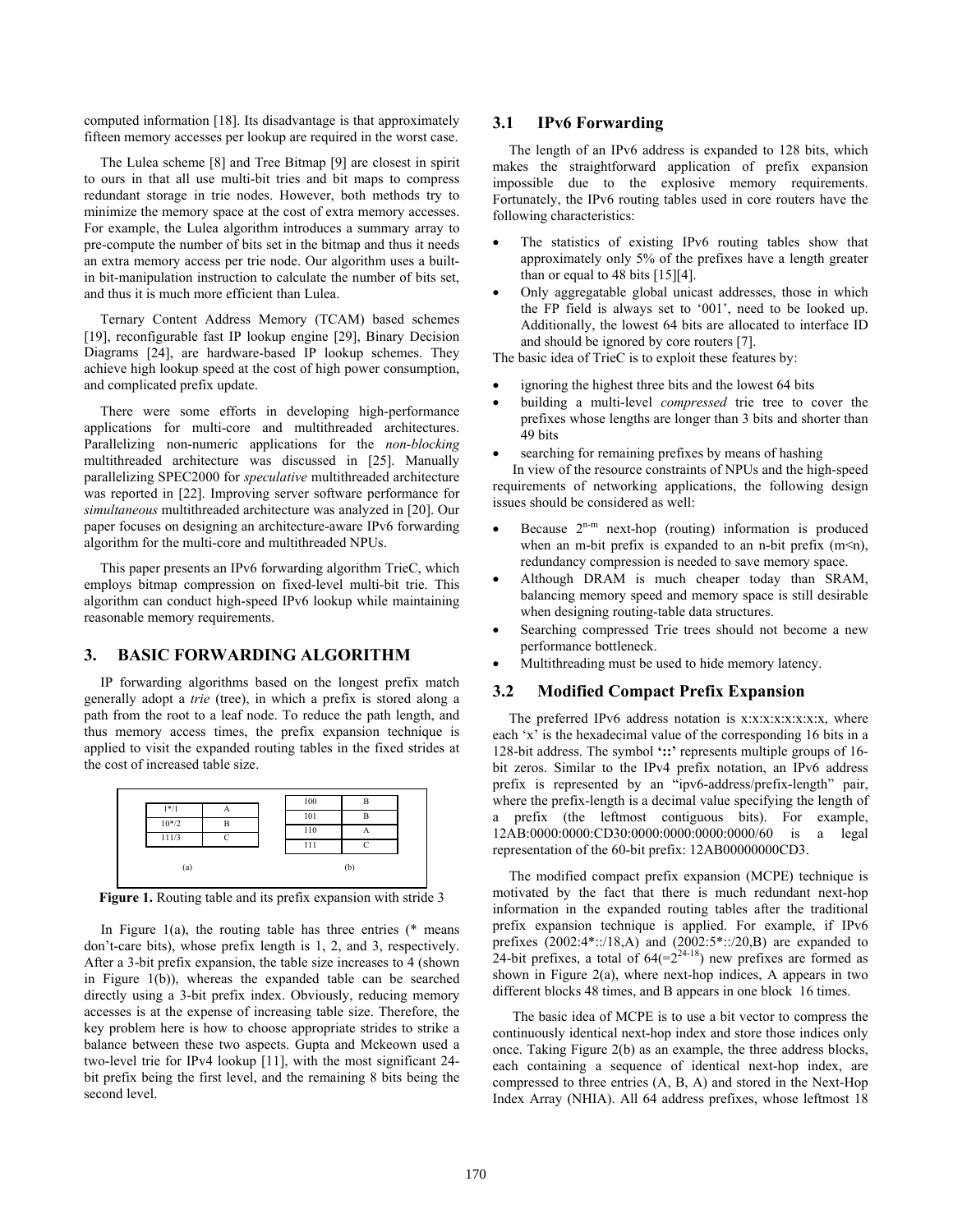computed information [18]. Its disadvantage is that approximately fifteen memory accesses per lookup are required in the worst case.

The Lulea scheme [8] and Tree Bitmap [9] are closest in spirit to ours in that all use multi-bit tries and bit maps to compress redundant storage in trie nodes. However, both methods try to minimize the memory space at the cost of extra memory accesses. For example, the Lulea algorithm introduces a summary array to pre-compute the number of bits set in the bitmap and thus it needs an extra memory access per trie node. Our algorithm uses a built-in bit-manipulation instruction to calculate the number of bits set, and thus it is much more efficient than Lulea.

Ternary Content Address Memory (TCAM) based schemes [19], reconfigurable fast IP lookup engine [29], Binary Decision Diagrams [24], are hardware-based IP lookup schemes. They achieve high lookup speed at the cost of high power consumption, and complicated prefix update.

There were some efforts in developing high-performance applications for multi-core and multithreaded architectures. Parallelizing non-numeric applications for the *non-blocking* multithreaded architecture was discussed in [25]. Manually parallelizing SPEC2000 for *speculative* multithreaded architecture was reported in [22]. Improving server software performance for *simultaneous* multithreaded architecture was analyzed in [20]. Our paper focuses on designing an architecture-aware IPv6 forwarding algorithm for the multi-core and multithreaded NPUs.

This paper presents an IPv6 forwarding algorithm TrieC, which employs bitmap compression on fixed-level multi-bit trie. This algorithm can conduct high-speed IPv6 lookup while maintaining reasonable memory requirements.

## 3. BASIC FORWARDING ALGORITHM

IP forwarding algorithms based on the longest prefix match generally adopt a *trie* (tree), in which a prefix is stored along a path from the root to a leaf node. To reduce the path length, and thus memory access times, the prefix expansion technique is applied to visit the expanded routing tables in the fixed strides at the cost of increased table size.

(a)

| | |
|---|---|
| 1*/1 | A |
| 10*/2 | B |
| 111/3 | C |

(b)

| | |
|---|---|
| 100 | B |
| 101 | B |
| 110 | A |
| 111 | C |

**Figure 1.** Routing table and its prefix expansion with stride 3

In Figure 1(a), the routing table has three entries (* means don't-care bits), whose prefix length is 1, 2, and 3, respectively. After a 3-bit prefix expansion, the table size increases to 4 (shown in Figure 1(b)), whereas the expanded table can be searched directly using a 3-bit prefix index. Obviously, reducing memory accesses is at the expense of increasing table size. Therefore, the key problem here is how to choose appropriate strides to strike a balance between these two aspects. Gupta and Mckeown used a two-level trie for IPv4 lookup [11], with the most significant 24-bit prefix being the first level, and the remaining 8 bits being the second level.

### 3.1 IPv6 Forwarding

The length of an IPv6 address is expanded to 128 bits, which makes the straightforward application of prefix expansion impossible due to the explosive memory requirements. Fortunately, the IPv6 routing tables used in core routers have the following characteristics:

- The statistics of existing IPv6 routing tables show that approximately only 5% of the prefixes have a length greater than or equal to 48 bits [15][4].
- Only aggregatable global unicast addresses, those in which the FP field is always set to '001', need to be looked up. Additionally, the lowest 64 bits are allocated to interface ID and should be ignored by core routers [7].

The basic idea of TrieC is to exploit these features by:

- ignoring the highest three bits and the lowest 64 bits
- building a multi-level *compressed* trie tree to cover the prefixes whose lengths are longer than 3 bits and shorter than 49 bits
- searching for remaining prefixes by means of hashing

In view of the resource constraints of NPUs and the high-speed requirements of networking applications, the following design issues should be considered as well:

- Because $2^{n-m}$ next-hop (routing) information is produced when an m-bit prefix is expanded to an n-bit prefix (m<n), redundancy compression is needed to save memory space.
- Although DRAM is much cheaper today than SRAM, balancing memory speed and memory space is still desirable when designing routing-table data structures.
- Searching compressed Trie trees should not become a new performance bottleneck.
- Multithreading must be used to hide memory latency.

### 3.2 Modified Compact Prefix Expansion

The preferred IPv6 address notation is x:x:x:x:x:x:x:x, where each 'x' is the hexadecimal value of the corresponding 16 bits in a 128-bit address. The symbol '**::**' represents multiple groups of 16-bit zeros. Similar to the IPv4 prefix notation, an IPv6 address prefix is represented by an "ipv6-address/prefix-length" pair, where the prefix-length is a decimal value specifying the length of a prefix (the leftmost contiguous bits). For example, 12AB:0000:0000:CD30:0000:0000:0000:0000/60 is a legal representation of the 60-bit prefix: 12AB00000000CD3.

The modified compact prefix expansion (MCPE) technique is motivated by the fact that there is much redundant next-hop information in the expanded routing tables after the traditional prefix expansion technique is applied. For example, if IPv6 prefixes (2002:4*::/18,A) and (2002:5*::/20,B) are expanded to 24-bit prefixes, a total of $64(=2^{24-18})$ new prefixes are formed as shown in Figure 2(a), where next-hop indices, A appears in two different blocks 48 times, and B appears in one block 16 times.

The basic idea of MCPE is to use a bit vector to compress the continuously identical next-hop index and store those indices only once. Taking Figure 2(b) as an example, the three address blocks, each containing a sequence of identical next-hop index, are compressed to three entries (A, B, A) and stored in the Next-Hop Index Array (NHIA). All 64 address prefixes, whose leftmost 18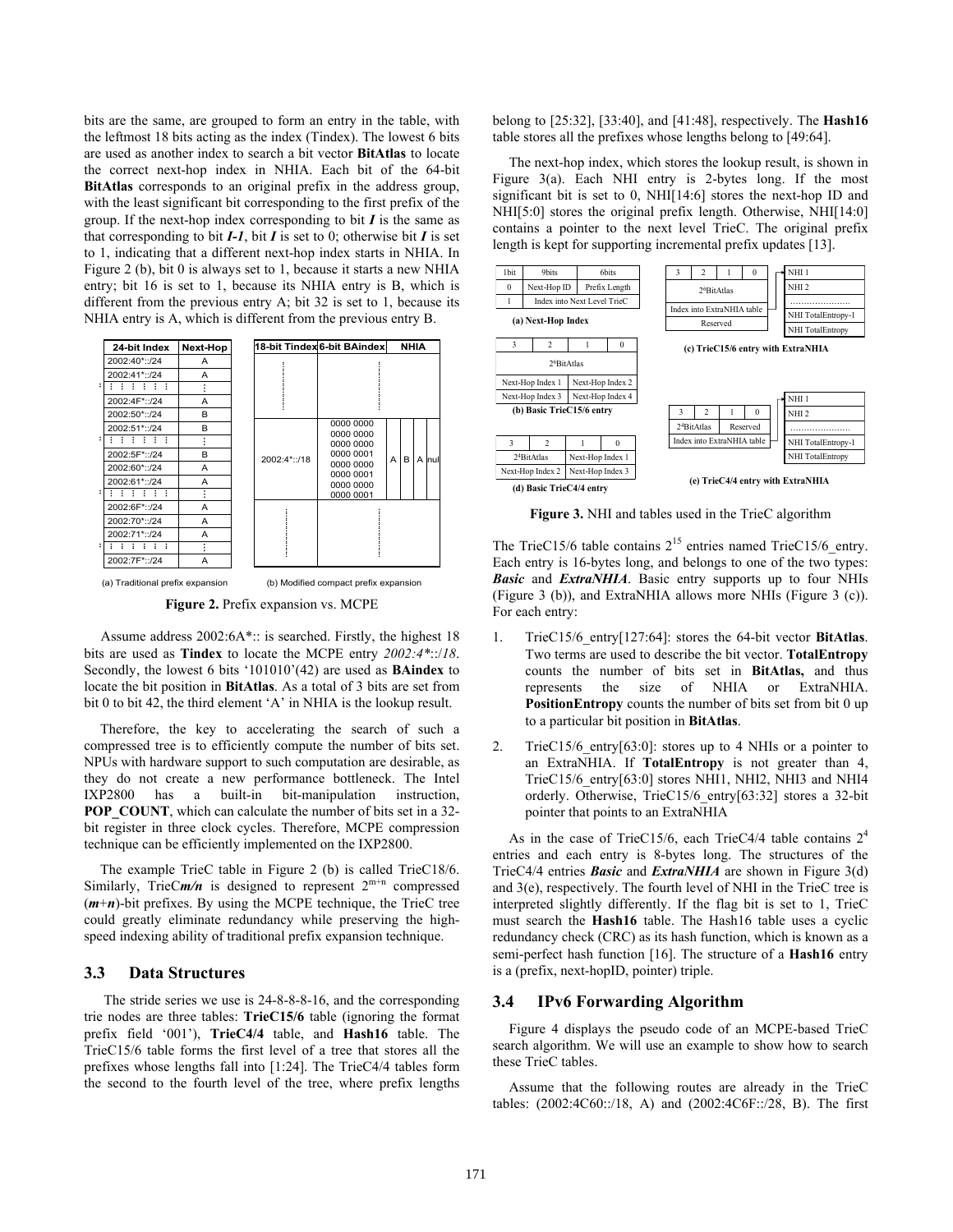bits are the same, are grouped to form an entry in the table, with the leftmost 18 bits acting as the index (Tindex). The lowest 6 bits are used as another index to search a bit vector **BitAtlas** to locate the correct next-hop index in NHIA. Each bit of the 64-bit **BitAtlas** corresponds to an original prefix in the address group, with the least significant bit corresponding to the first prefix of the group. If the next-hop index corresponding to bit ***I*** is the same as that corresponding to bit ***I-1***, bit ***I*** is set to 0; otherwise bit ***I*** is set to 1, indicating that a different next-hop index starts in NHIA. In Figure 2 (b), bit 0 is always set to 1, because it starts a new NHIA entry; bit 16 is set to 1, because its NHIA entry is B, which is different from the previous entry A; bit 32 is set to 1, because its NHIA entry is A, which is different from the previous entry B.

(a) Traditional prefix expansion

| 24-bit Index | Next-Hop |
|---|---|
| 2002:40*::/24 | A |
| 2002:41*::/24 | A |
| ⋮ | ⋮ |
| 2002:4F*::/24 | A |
| 2002:50*::/24 | B |
| 2002:51*::/24 | B |
| ⋮ | ⋮ |
| 2002:5F*::/24 | B |
| 2002:60*::/24 | A |
| 2002:61*::/24 | A |
| ⋮ | ⋮ |
| 2002:6F*::/24 | A |
| 2002:70*::/24 | A |
| 2002:71*::/24 | A |
| ⋮ | ⋮ |
| 2002:7F*::/24 | A |

(b) Modified compact prefix expansion

| 18-bit Tindex | 6-bit BAindex | NHIA |
|---|---|---|
| ⋮ | ⋮ | ⋮ |
| 2002:4*::/18 | 0000 0000 0000 0000 0000 0000 0000 0001 0000 0000 0000 0001 0000 0000 0000 0001 | A B A null |
| ⋮ | ⋮ | ⋮ |

**Figure 2.** Prefix expansion vs. MCPE

Assume address 2002:6A*:: is searched. Firstly, the highest 18 bits are used as **Tindex** to locate the MCPE entry *2002:4\*::/18*. Secondly, the lowest 6 bits '101010'(42) are used as **BAindex** to locate the bit position in **BitAtlas**. As a total of 3 bits are set from bit 0 to bit 42, the third element 'A' in NHIA is the lookup result.

Therefore, the key to accelerating the search of such a compressed tree is to efficiently compute the number of bits set. NPUs with hardware support to such computation are desirable, as they do not create a new performance bottleneck. The Intel IXP2800 has a built-in bit-manipulation instruction, **POP_COUNT**, which can calculate the number of bits set in a 32-bit register in three clock cycles. Therefore, MCPE compression technique can be efficiently implemented on the IXP2800.

The example TrieC table in Figure 2 (b) is called TrieC18/6. Similarly, TrieC***m/n*** is designed to represent $2^{m+n}$ compressed (***m***+***n***)-bit prefixes. By using the MCPE technique, the TrieC tree could greatly eliminate redundancy while preserving the high-speed indexing ability of traditional prefix expansion technique.

### 3.3 Data Structures

The stride series we use is 24-8-8-8-16, and the corresponding trie nodes are three tables: **TrieC15/6** table (ignoring the format prefix field '001'), **TrieC4/4** table, and **Hash16** table. The TrieC15/6 table forms the first level of a tree that stores all the prefixes whose lengths fall into [1:24]. The TrieC4/4 tables form the second to the fourth level of the tree, where prefix lengths belong to [25:32], [33:40], and [41:48], respectively. The **Hash16** table stores all the prefixes whose lengths belong to [49:64].

The next-hop index, which stores the lookup result, is shown in Figure 3(a). Each NHI entry is 2-bytes long. If the most significant bit is set to 0, NHI[14:6] stores the next-hop ID and NHI[5:0] stores the original prefix length. Otherwise, NHI[14:0] contains a pointer to the next level TrieC. The original prefix length is kept for supporting incremental prefix updates [13].

(a) Next-Hop Index

| 1bit | 9bits | 6bits |
|---|---|---|
| 0 | Next-Hop ID | Prefix Length |
| 1 | Index into Next Level TrieC | |

(b) Basic TrieC15/6 entry

| 3 | 2 | 1 | 0 |
|---|---|---|---|
| $2^6$BitAtlas | | | |
| Next-Hop Index 1 | | Next-Hop Index 2 | |
| Next-Hop Index 3 | | Next-Hop Index 4 | |

(c) TrieC15/6 entry with ExtraNHIA

| 3 | 2 | 1 | 0 |
|---|---|---|---|
| $2^6$BitAtlas | | | |
| Index into ExtraNHIA table | | | |
| Reserved | | | |

→ NHI 1, NHI 2, ……, NHI TotalEntropy-1, NHI TotalEntropy

(d) Basic TrieC4/4 entry

| 3 | 2 | 1 | 0 |
|---|---|---|---|
| $2^4$BitAtlas | | Next-Hop Index 1 | |
| Next-Hop Index 2 | | Next-Hop Index 3 | |

(e) TrieC4/4 entry with ExtraNHIA

| 3 | 2 | 1 | 0 |
|---|---|---|---|
| $2^4$BitAtlas | | Reserved | |
| Index into ExtraNHIA table | | | |

→ NHI 1, NHI 2, ……, NHI TotalEntropy-1, NHI TotalEntropy

**Figure 3.** NHI and tables used in the TrieC algorithm

The TrieC15/6 table contains $2^{15}$ entries named TrieC15/6_entry. Each entry is 16-bytes long, and belongs to one of the two types: ***Basic*** and ***ExtraNHIA***. Basic entry supports up to four NHIs (Figure 3 (b)), and ExtraNHIA allows more NHIs (Figure 3 (c)). For each entry:

1. TrieC15/6_entry[127:64]: stores the 64-bit vector **BitAtlas**. Two terms are used to describe the bit vector. **TotalEntropy** counts the number of bits set in **BitAtlas,** and thus represents the size of NHIA or ExtraNHIA. **PositionEntropy** counts the number of bits set from bit 0 up to a particular bit position in **BitAtlas**.
2. TrieC15/6_entry[63:0]: stores up to 4 NHIs or a pointer to an ExtraNHIA. If **TotalEntropy** is not greater than 4, TrieC15/6_entry[63:0] stores NHI1, NHI2, NHI3 and NHI4 orderly. Otherwise, TrieC15/6_entry[63:32] stores a 32-bit pointer that points to an ExtraNHIA

As in the case of TrieC15/6, each TrieC4/4 table contains $2^4$ entries and each entry is 8-bytes long. The structures of the TrieC4/4 entries ***Basic*** and ***ExtraNHIA*** are shown in Figure 3(d) and 3(e), respectively. The fourth level of NHI in the TrieC tree is interpreted slightly differently. If the flag bit is set to 1, TrieC must search the **Hash16** table. The Hash16 table uses a cyclic redundancy check (CRC) as its hash function, which is known as a semi-perfect hash function [16]. The structure of a **Hash16** entry is a (prefix, next-hopID, pointer) triple.

### 3.4 IPv6 Forwarding Algorithm

Figure 4 displays the pseudo code of an MCPE-based TrieC search algorithm. We will use an example to show how to search these TrieC tables.

Assume that the following routes are already in the TrieC tables: (2002:4C60::/18, A) and (2002:4C6F::/28, B). The first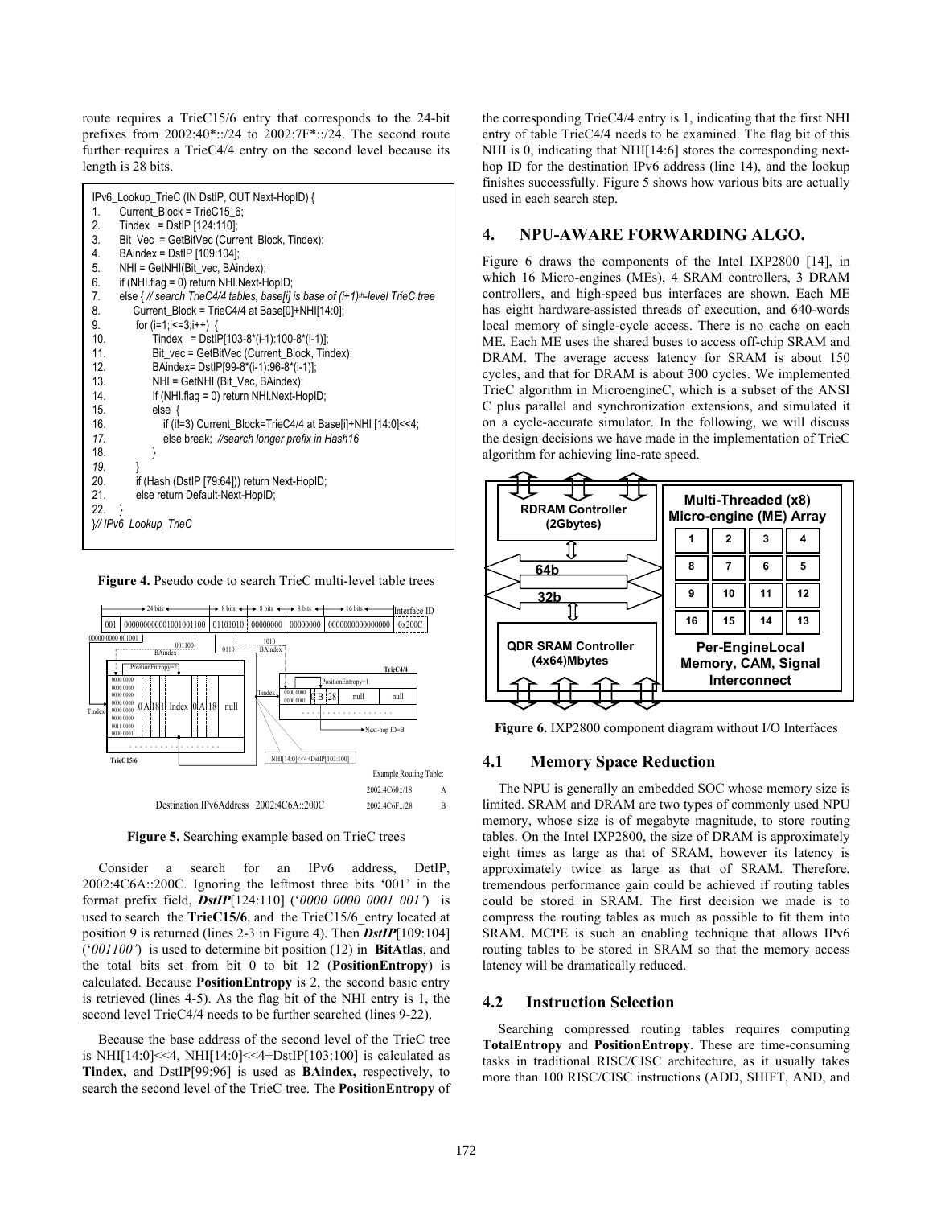route requires a TrieC15/6 entry that corresponds to the 24-bit prefixes from 2002:40*::/24 to 2002:7F*::/24. The second route further requires a TrieC4/4 entry on the second level because its length is 28 bits.

```
IPv6_Lookup_TrieC (IN DstIP, OUT Next-HopID) {
1.    Current_Block = TrieC15_6;
2.    Tindex  = DstIP [124:110];
3.    Bit_Vec  = GetBitVec (Current_Block, Tindex);
4.    BAindex = DstIP [109:104];
5.    NHI = GetNHI(Bit_vec, BAindex);
6.    if (NHI.flag = 0) return NHI.Next-HopID;
7.    else { // search TrieC4/4 tables, base[i] is base of (i+1)th-level TrieC tree
8.        Current_Block = TrieC4/4 at Base[0]+NHI[14:0];
9.        for (i=1;i<=3;i++)  {
10.           Tindex  = DstIP[103-8*(i-1):100-8*(i-1)];
11.           Bit_vec = GetBitVec (Current_Block, Tindex);
12.           BAindex= DstIP[99-8*(i-1):96-8*(i-1)];
13.           NHI = GetNHI (Bit_Vec, BAindex);
14.           If (NHI.flag = 0) return NHI.Next-HopID;
15.           else  {
16.               if (i!=3) Current_Block=TrieC4/4 at Base[i]+NHI [14:0]<<4;
17.               else break;  //search longer prefix in Hash16
18.           }
19.       }
20.       if (Hash (DstIP [79:64])) return Next-HopID;
21.       else return Default-Next-HopID;
22.   }
}// IPv6_Lookup_TrieC
```

**Figure 4.** Pseudo code to search TrieC multi-level table trees

**Figure 5.** Searching example based on TrieC trees

Consider a search for an IPv6 address, DetIP, 2002:4C6A::200C. Ignoring the leftmost three bits '001' in the format prefix field, ***DstIP***[124:110] (*'0000 0000 0001 001'*) is used to search the **TrieC15/6**, and the TrieC15/6_entry located at position 9 is returned (lines 2-3 in Figure 4). Then ***DstIP***[109:104] (*'001100'*) is used to determine bit position (12) in **BitAtlas**, and the total bits set from bit 0 to bit 12 (**PositionEntropy**) is calculated. Because **PositionEntropy** is 2, the second basic entry is retrieved (lines 4-5). As the flag bit of the NHI entry is 1, the second level TrieC4/4 needs to be further searched (lines 9-22).

Because the base address of the second level of the TrieC tree is NHI[14:0]<<4, NHI[14:0]<<4+DstIP[103:100] is calculated as **Tindex,** and DstIP[99:96] is used as **BAindex,** respectively, to search the second level of the TrieC tree. The **PositionEntropy** of the corresponding TrieC4/4 entry is 1, indicating that the first NHI entry of table TrieC4/4 needs to be examined. The flag bit of this NHI is 0, indicating that NHI[14:6] stores the corresponding next-hop ID for the destination IPv6 address (line 14), and the lookup finishes successfully. Figure 5 shows how various bits are actually used in each search step.

## 4. NPU-AWARE FORWARDING ALGO.

Figure 6 draws the components of the Intel IXP2800 [14], in which 16 Micro-engines (MEs), 4 SRAM controllers, 3 DRAM controllers, and high-speed bus interfaces are shown. Each ME has eight hardware-assisted threads of execution, and 640-words local memory of single-cycle access. There is no cache on each ME. Each ME uses the shared buses to access off-chip SRAM and DRAM. The average access latency for SRAM is about 150 cycles, and that for DRAM is about 300 cycles. We implemented TrieC algorithm in MicroengineC, which is a subset of the ANSI C plus parallel and synchronization extensions, and simulated it on a cycle-accurate simulator. In the following, we will discuss the design decisions we have made in the implementation of TrieC algorithm for achieving line-rate speed.

**Figure 6.** IXP2800 component diagram without I/O Interfaces

### 4.1 Memory Space Reduction

The NPU is generally an embedded SOC whose memory size is limited. SRAM and DRAM are two types of commonly used NPU memory, whose size is of megabyte magnitude, to store routing tables. On the Intel IXP2800, the size of DRAM is approximately eight times as large as that of SRAM, however its latency is approximately twice as large as that of SRAM. Therefore, tremendous performance gain could be achieved if routing tables could be stored in SRAM. The first decision we made is to compress the routing tables as much as possible to fit them into SRAM. MCPE is such an enabling technique that allows IPv6 routing tables to be stored in SRAM so that the memory access latency will be dramatically reduced.

### 4.2 Instruction Selection

Searching compressed routing tables requires computing **TotalEntropy** and **PositionEntropy**. These are time-consuming tasks in traditional RISC/CISC architecture, as it usually takes more than 100 RISC/CISC instructions (ADD, SHIFT, AND, and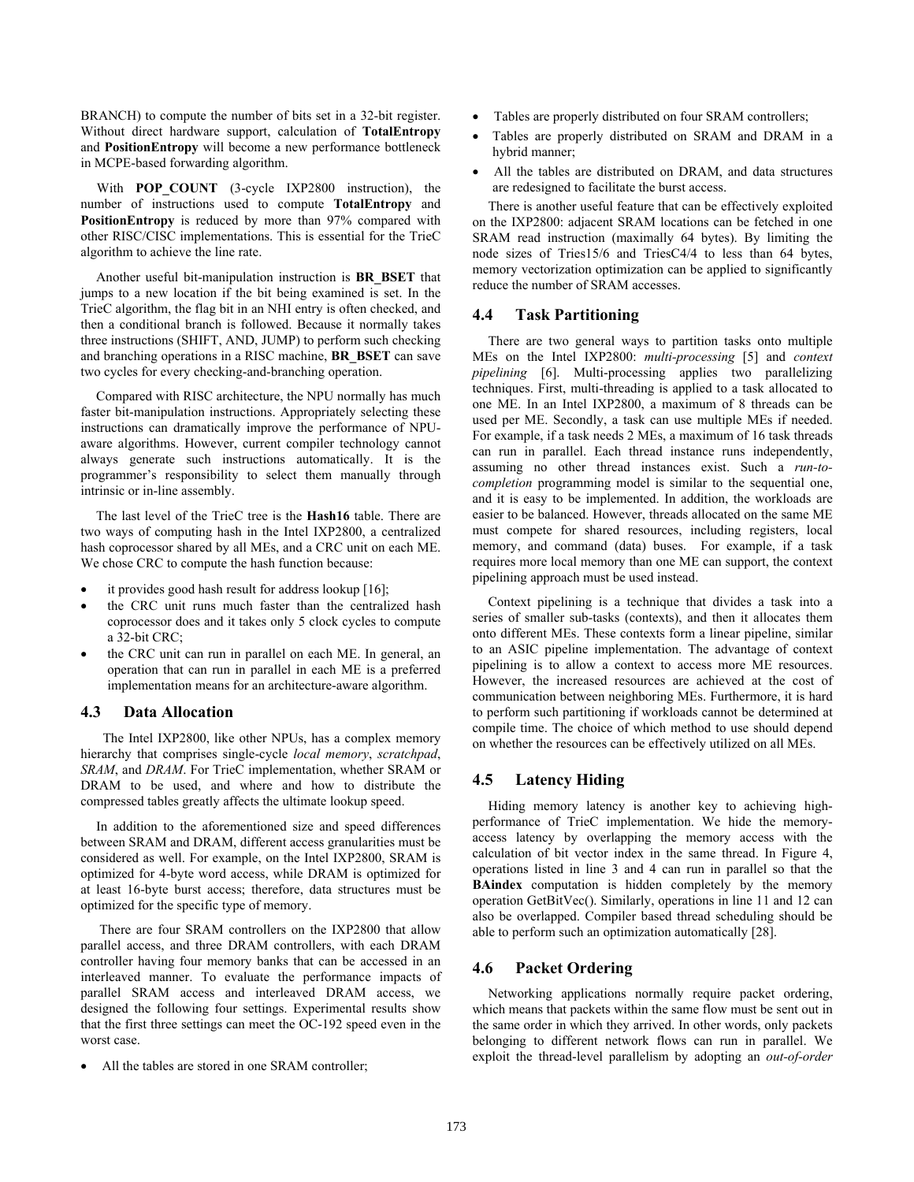BRANCH) to compute the number of bits set in a 32-bit register. Without direct hardware support, calculation of **TotalEntropy** and **PositionEntropy** will become a new performance bottleneck in MCPE-based forwarding algorithm.

With **POP_COUNT** (3-cycle IXP2800 instruction), the number of instructions used to compute **TotalEntropy** and **PositionEntropy** is reduced by more than 97% compared with other RISC/CISC implementations. This is essential for the TrieC algorithm to achieve the line rate.

Another useful bit-manipulation instruction is **BR_BSET** that jumps to a new location if the bit being examined is set. In the TrieC algorithm, the flag bit in an NHI entry is often checked, and then a conditional branch is followed. Because it normally takes three instructions (SHIFT, AND, JUMP) to perform such checking and branching operations in a RISC machine, **BR_BSET** can save two cycles for every checking-and-branching operation.

Compared with RISC architecture, the NPU normally has much faster bit-manipulation instructions. Appropriately selecting these instructions can dramatically improve the performance of NPU-aware algorithms. However, current compiler technology cannot always generate such instructions automatically. It is the programmer's responsibility to select them manually through intrinsic or in-line assembly.

The last level of the TrieC tree is the **Hash16** table. There are two ways of computing hash in the Intel IXP2800, a centralized hash coprocessor shared by all MEs, and a CRC unit on each ME. We chose CRC to compute the hash function because:

- it provides good hash result for address lookup [16];
- the CRC unit runs much faster than the centralized hash coprocessor does and it takes only 5 clock cycles to compute a 32-bit CRC;
- the CRC unit can run in parallel on each ME. In general, an operation that can run in parallel in each ME is a preferred implementation means for an architecture-aware algorithm.

### 4.3 Data Allocation

The Intel IXP2800, like other NPUs, has a complex memory hierarchy that comprises single-cycle *local memory*, *scratchpad*, *SRAM*, and *DRAM*. For TrieC implementation, whether SRAM or DRAM to be used, and where and how to distribute the compressed tables greatly affects the ultimate lookup speed.

In addition to the aforementioned size and speed differences between SRAM and DRAM, different access granularities must be considered as well. For example, on the Intel IXP2800, SRAM is optimized for 4-byte word access, while DRAM is optimized for at least 16-byte burst access; therefore, data structures must be optimized for the specific type of memory.

There are four SRAM controllers on the IXP2800 that allow parallel access, and three DRAM controllers, with each DRAM controller having four memory banks that can be accessed in an interleaved manner. To evaluate the performance impacts of parallel SRAM access and interleaved DRAM access, we designed the following four settings. Experimental results show that the first three settings can meet the OC-192 speed even in the worst case.

- All the tables are stored in one SRAM controller;
- Tables are properly distributed on four SRAM controllers;
- Tables are properly distributed on SRAM and DRAM in a hybrid manner;
- All the tables are distributed on DRAM, and data structures are redesigned to facilitate the burst access.

There is another useful feature that can be effectively exploited on the IXP2800: adjacent SRAM locations can be fetched in one SRAM read instruction (maximally 64 bytes). By limiting the node sizes of Tries15/6 and TriesC4/4 to less than 64 bytes, memory vectorization optimization can be applied to significantly reduce the number of SRAM accesses.

### 4.4 Task Partitioning

There are two general ways to partition tasks onto multiple MEs on the Intel IXP2800: *multi-processing* [5] and *context pipelining* [6]. Multi-processing applies two parallelizing techniques. First, multi-threading is applied to a task allocated to one ME. In an Intel IXP2800, a maximum of 8 threads can be used per ME. Secondly, a task can use multiple MEs if needed. For example, if a task needs 2 MEs, a maximum of 16 task threads can run in parallel. Each thread instance runs independently, assuming no other thread instances exist. Such a *run-to-completion* programming model is similar to the sequential one, and it is easy to be implemented. In addition, the workloads are easier to be balanced. However, threads allocated on the same ME must compete for shared resources, including registers, local memory, and command (data) buses. For example, if a task requires more local memory than one ME can support, the context pipelining approach must be used instead.

Context pipelining is a technique that divides a task into a series of smaller sub-tasks (contexts), and then it allocates them onto different MEs. These contexts form a linear pipeline, similar to an ASIC pipeline implementation. The advantage of context pipelining is to allow a context to access more ME resources. However, the increased resources are achieved at the cost of communication between neighboring MEs. Furthermore, it is hard to perform such partitioning if workloads cannot be determined at compile time. The choice of which method to use should depend on whether the resources can be effectively utilized on all MEs.

### 4.5 Latency Hiding

Hiding memory latency is another key to achieving high-performance of TrieC implementation. We hide the memory-access latency by overlapping the memory access with the calculation of bit vector index in the same thread. In Figure 4, operations listed in line 3 and 4 can run in parallel so that the **BAindex** computation is hidden completely by the memory operation GetBitVec(). Similarly, operations in line 11 and 12 can also be overlapped. Compiler based thread scheduling should be able to perform such an optimization automatically [28].

### 4.6 Packet Ordering

Networking applications normally require packet ordering, which means that packets within the same flow must be sent out in the same order in which they arrived. In other words, only packets belonging to different network flows can run in parallel. We exploit the thread-level parallelism by adopting an *out-of-order*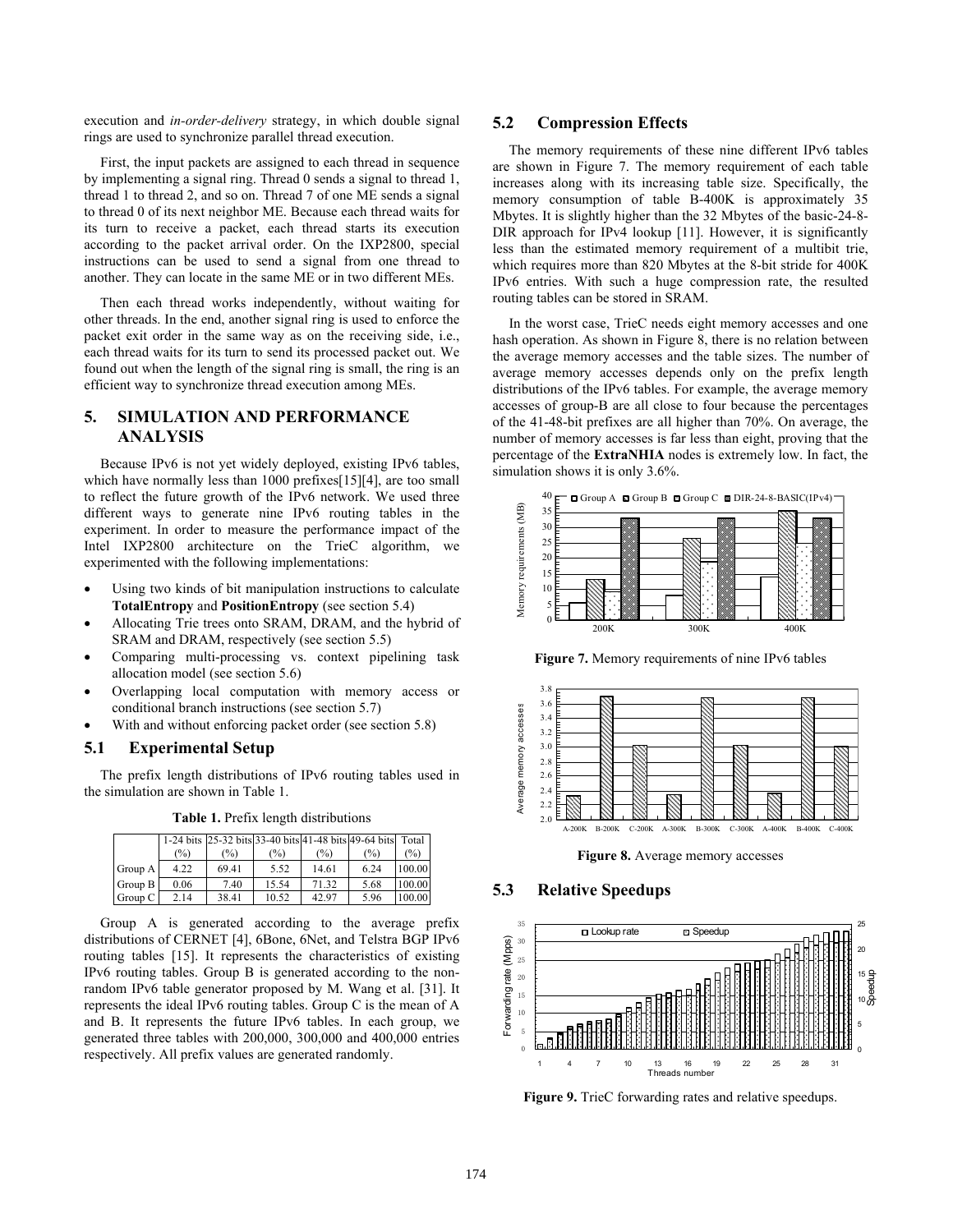execution and *in-order-delivery* strategy, in which double signal rings are used to synchronize parallel thread execution.

First, the input packets are assigned to each thread in sequence by implementing a signal ring. Thread 0 sends a signal to thread 1, thread 1 to thread 2, and so on. Thread 7 of one ME sends a signal to thread 0 of its next neighbor ME. Because each thread waits for its turn to receive a packet, each thread starts its execution according to the packet arrival order. On the IXP2800, special instructions can be used to send a signal from one thread to another. They can locate in the same ME or in two different MEs.

Then each thread works independently, without waiting for other threads. In the end, another signal ring is used to enforce the packet exit order in the same way as on the receiving side, i.e., each thread waits for its turn to send its processed packet out. We found out when the length of the signal ring is small, the ring is an efficient way to synchronize thread execution among MEs.

## 5. SIMULATION AND PERFORMANCE ANALYSIS

Because IPv6 is not yet widely deployed, existing IPv6 tables, which have normally less than 1000 prefixes[15][4], are too small to reflect the future growth of the IPv6 network. We used three different ways to generate nine IPv6 routing tables in the experiment. In order to measure the performance impact of the Intel IXP2800 architecture on the TrieC algorithm, we experimented with the following implementations:

- Using two kinds of bit manipulation instructions to calculate **TotalEntropy** and **PositionEntropy** (see section 5.4)
- Allocating Trie trees onto SRAM, DRAM, and the hybrid of SRAM and DRAM, respectively (see section 5.5)
- Comparing multi-processing vs. context pipelining task allocation model (see section 5.6)
- Overlapping local computation with memory access or conditional branch instructions (see section 5.7)
- With and without enforcing packet order (see section 5.8)

### 5.1 Experimental Setup

The prefix length distributions of IPv6 routing tables used in the simulation are shown in Table 1.

**Table 1.** Prefix length distributions

| | 1-24 bits (%) | 25-32 bits (%) | 33-40 bits (%) | 41-48 bits (%) | 49-64 bits (%) | Total (%) |
|---|---|---|---|---|---|---|
| Group A | 4.22 | 69.41 | 5.52 | 14.61 | 6.24 | 100.00 |
| Group B | 0.06 | 7.40 | 15.54 | 71.32 | 5.68 | 100.00 |
| Group C | 2.14 | 38.41 | 10.52 | 42.97 | 5.96 | 100.00 |

Group A is generated according to the average prefix distributions of CERNET [4], 6Bone, 6Net, and Telstra BGP IPv6 routing tables [15]. It represents the characteristics of existing IPv6 routing tables. Group B is generated according to the non-random IPv6 table generator proposed by M. Wang et al. [31]. It represents the ideal IPv6 routing tables. Group C is the mean of A and B. It represents the future IPv6 tables. In each group, we generated three tables with 200,000, 300,000 and 400,000 entries respectively. All prefix values are generated randomly.

### 5.2 Compression Effects

The memory requirements of these nine different IPv6 tables are shown in Figure 7. The memory requirement of each table increases along with its increasing table size. Specifically, the memory consumption of table B-400K is approximately 35 Mbytes. It is slightly higher than the 32 Mbytes of the basic-24-8-DIR approach for IPv4 lookup [11]. However, it is significantly less than the estimated memory requirement of a multibit trie, which requires more than 820 Mbytes at the 8-bit stride for 400K IPv6 entries. With such a huge compression rate, the resulted routing tables can be stored in SRAM.

In the worst case, TrieC needs eight memory accesses and one hash operation. As shown in Figure 8, there is no relation between the average memory accesses and the table sizes. The number of average memory accesses depends only on the prefix length distributions of the IPv6 tables. For example, the average memory accesses of group-B are all close to four because the percentages of the 41-48-bit prefixes are all higher than 70%. On average, the number of memory accesses is far less than eight, proving that the percentage of the **ExtraNHIA** nodes is extremely low. In fact, the simulation shows it is only 3.6%.

**Figure 7.** Memory requirements of nine IPv6 tables

**Figure 8.** Average memory accesses

### 5.3 Relative Speedups

**Figure 9.** TrieC forwarding rates and relative speedups.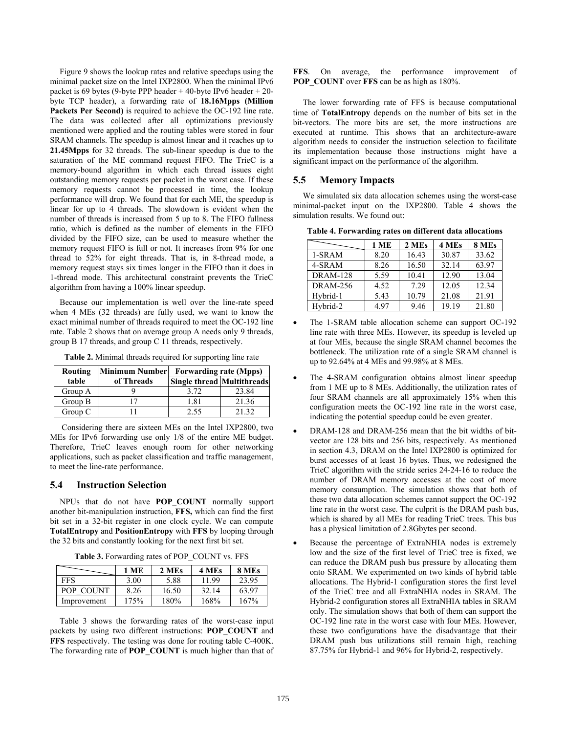Figure 9 shows the lookup rates and relative speedups using the minimal packet size on the Intel IXP2800. When the minimal IPv6 packet is 69 bytes (9-byte PPP header + 40-byte IPv6 header + 20-byte TCP header), a forwarding rate of **18.16Mpps (Million Packets Per Second)** is required to achieve the OC-192 line rate. The data was collected after all optimizations previously mentioned were applied and the routing tables were stored in four SRAM channels. The speedup is almost linear and it reaches up to **21.45Mpps** for 32 threads. The sub-linear speedup is due to the saturation of the ME command request FIFO. The TrieC is a memory-bound algorithm in which each thread issues eight outstanding memory requests per packet in the worst case. If these memory requests cannot be processed in time, the lookup performance will drop. We found that for each ME, the speedup is linear for up to 4 threads. The slowdown is evident when the number of threads is increased from 5 up to 8. The FIFO fullness ratio, which is defined as the number of elements in the FIFO divided by the FIFO size, can be used to measure whether the memory request FIFO is full or not. It increases from 9% for one thread to 52% for eight threads. That is, in 8-thread mode, a memory request stays six times longer in the FIFO than it does in 1-thread mode. This architectural constraint prevents the TrieC algorithm from having a 100% linear speedup.

Because our implementation is well over the line-rate speed when 4 MEs (32 threads) are fully used, we want to know the exact minimal number of threads required to meet the OC-192 line rate. Table 2 shows that on average group A needs only 9 threads, group B 17 threads, and group C 11 threads, respectively.

**Table 2.** Minimal threads required for supporting line rate

| Routing table | Minimum Number of Threads | Forwarding rate (Mpps) | |
|---|---|---|---|
| | | Single thread | Multithreads |
| Group A | 9 | 3.72 | 23.84 |
| Group B | 17 | 1.81 | 21.36 |
| Group C | 11 | 2.55 | 21.32 |

Considering there are sixteen MEs on the Intel IXP2800, two MEs for IPv6 forwarding use only 1/8 of the entire ME budget. Therefore, TrieC leaves enough room for other networking applications, such as packet classification and traffic management, to meet the line-rate performance.

## 5.4 Instruction Selection

NPUs that do not have **POP_COUNT** normally support another bit-manipulation instruction, **FFS,** which can find the first bit set in a 32-bit register in one clock cycle. We can compute **TotalEntropy** and **PositionEntropy** with **FFS** by looping through the 32 bits and constantly looking for the next first bit set.

**Table 3.** Forwarding rates of POP_COUNT vs. FFS

| | 1 ME | 2 MEs | 4 MEs | 8 MEs |
|---|---|---|---|---|
| FFS | 3.00 | 5.88 | 11.99 | 23.95 |
| POP_COUNT | 8.26 | 16.50 | 32.14 | 63.97 |
| Improvement | 175% | 180% | 168% | 167% |

Table 3 shows the forwarding rates of the worst-case input packets by using two different instructions: **POP_COUNT** and **FFS** respectively. The testing was done for routing table C-400K. The forwarding rate of **POP_COUNT** is much higher than that of **FFS**. On average, the performance improvement of **POP_COUNT** over **FFS** can be as high as 180%.

The lower forwarding rate of FFS is because computational time of **TotalEntropy** depends on the number of bits set in the bit-vectors. The more bits are set, the more instructions are executed at runtime. This shows that an architecture-aware algorithm needs to consider the instruction selection to facilitate its implementation because those instructions might have a significant impact on the performance of the algorithm.

## 5.5 Memory Impacts

We simulated six data allocation schemes using the worst-case minimal-packet input on the IXP2800. Table 4 shows the simulation results. We found out:

**Table 4. Forwarding rates on different data allocations**

| | 1 ME | 2 MEs | 4 MEs | 8 MEs |
|---|---|---|---|---|
| 1-SRAM | 8.20 | 16.43 | 30.87 | 33.62 |
| 4-SRAM | 8.26 | 16.50 | 32.14 | 63.97 |
| DRAM-128 | 5.59 | 10.41 | 12.90 | 13.04 |
| DRAM-256 | 4.52 | 7.29 | 12.05 | 12.34 |
| Hybrid-1 | 5.43 | 10.79 | 21.08 | 21.91 |
| Hybrid-2 | 4.97 | 9.46 | 19.19 | 21.80 |

- The 1-SRAM table allocation scheme can support OC-192 line rate with three MEs. However, its speedup is leveled up at four MEs, because the single SRAM channel becomes the bottleneck. The utilization rate of a single SRAM channel is up to 92.64% at 4 MEs and 99.98% at 8 MEs.
- The 4-SRAM configuration obtains almost linear speedup from 1 ME up to 8 MEs. Additionally, the utilization rates of four SRAM channels are all approximately 15% when this configuration meets the OC-192 line rate in the worst case, indicating the potential speedup could be even greater.
- DRAM-128 and DRAM-256 mean that the bit widths of bit-vector are 128 bits and 256 bits, respectively. As mentioned in section 4.3, DRAM on the Intel IXP2800 is optimized for burst accesses of at least 16 bytes. Thus, we redesigned the TrieC algorithm with the stride series 24-24-16 to reduce the number of DRAM memory accesses at the cost of more memory consumption. The simulation shows that both of these two data allocation schemes cannot support the OC-192 line rate in the worst case. The culprit is the DRAM push bus, which is shared by all MEs for reading TrieC trees. This bus has a physical limitation of 2.8Gbytes per second.
- Because the percentage of ExtraNHIA nodes is extremely low and the size of the first level of TrieC tree is fixed, we can reduce the DRAM push bus pressure by allocating them onto SRAM. We experimented on two kinds of hybrid table allocations. The Hybrid-1 configuration stores the first level of the TrieC tree and all ExtraNHIA nodes in SRAM. The Hybrid-2 configuration stores all ExtraNHIA tables in SRAM only. The simulation shows that both of them can support the OC-192 line rate in the worst case with four MEs. However, these two configurations have the disadvantage that their DRAM push bus utilizations still remain high, reaching 87.75% for Hybrid-1 and 96% for Hybrid-2, respectively.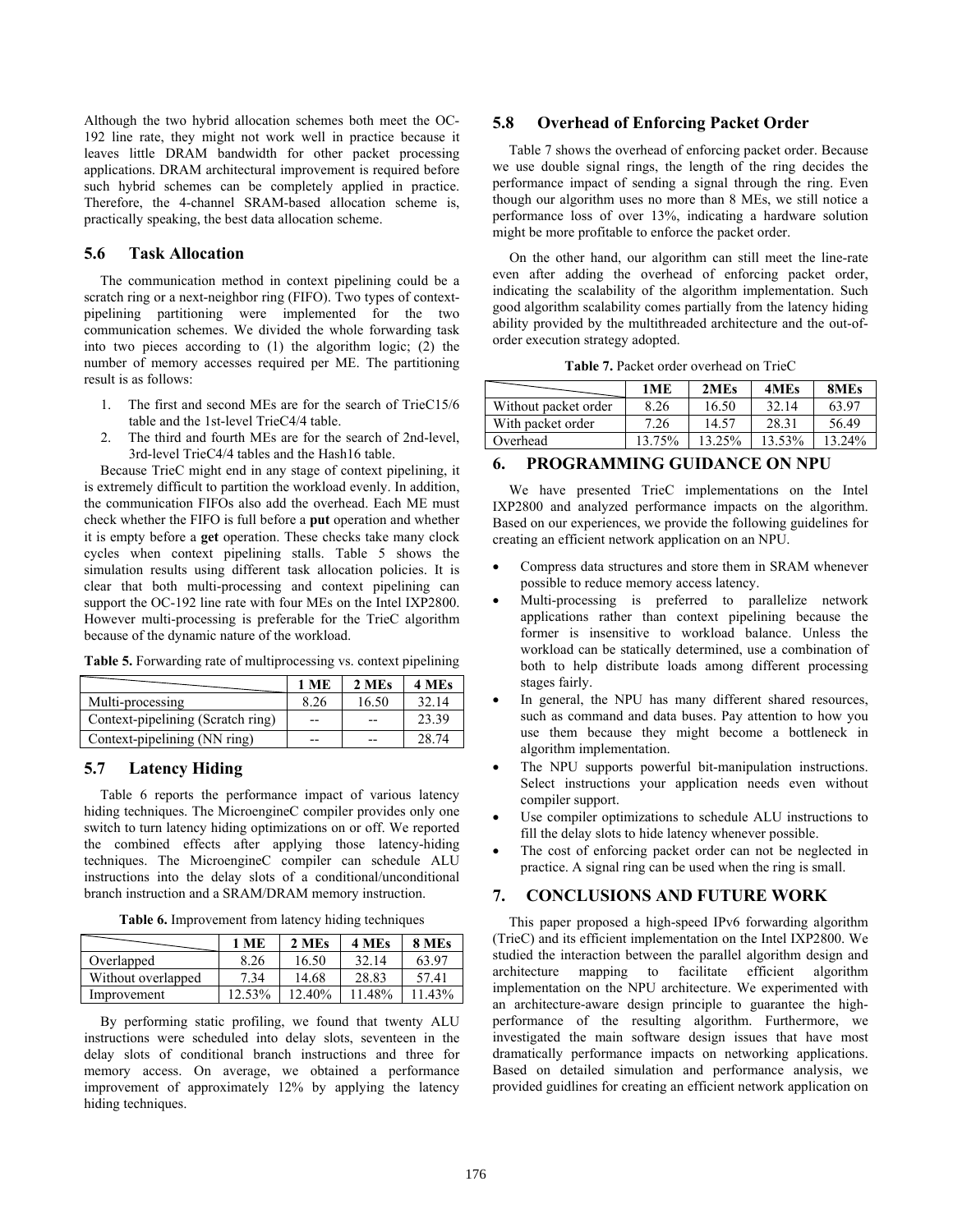Although the two hybrid allocation schemes both meet the OC-192 line rate, they might not work well in practice because it leaves little DRAM bandwidth for other packet processing applications. DRAM architectural improvement is required before such hybrid schemes can be completely applied in practice. Therefore, the 4-channel SRAM-based allocation scheme is, practically speaking, the best data allocation scheme.

### 5.6 Task Allocation

The communication method in context pipelining could be a scratch ring or a next-neighbor ring (FIFO). Two types of context-pipelining partitioning were implemented for the two communication schemes. We divided the whole forwarding task into two pieces according to (1) the algorithm logic; (2) the number of memory accesses required per ME. The partitioning result is as follows:

1. The first and second MEs are for the search of TrieC15/6 table and the 1st-level TrieC4/4 table.
2. The third and fourth MEs are for the search of 2nd-level, 3rd-level TrieC4/4 tables and the Hash16 table.

Because TrieC might end in any stage of context pipelining, it is extremely difficult to partition the workload evenly. In addition, the communication FIFOs also add the overhead. Each ME must check whether the FIFO is full before a **put** operation and whether it is empty before a **get** operation. These checks take many clock cycles when context pipelining stalls. Table 5 shows the simulation results using different task allocation policies. It is clear that both multi-processing and context pipelining can support the OC-192 line rate with four MEs on the Intel IXP2800. However multi-processing is preferable for the TrieC algorithm because of the dynamic nature of the workload.

**Table 5.** Forwarding rate of multiprocessing vs. context pipelining

| | 1 ME | 2 MEs | 4 MEs |
|---|---|---|---|
| Multi-processing | 8.26 | 16.50 | 32.14 |
| Context-pipelining (Scratch ring) | -- | -- | 23.39 |
| Context-pipelining (NN ring) | -- | -- | 28.74 |

### 5.7 Latency Hiding

Table 6 reports the performance impact of various latency hiding techniques. The MicroengineC compiler provides only one switch to turn latency hiding optimizations on or off. We reported the combined effects after applying those latency-hiding techniques. The MicroengineC compiler can schedule ALU instructions into the delay slots of a conditional/unconditional branch instruction and a SRAM/DRAM memory instruction.

**Table 6.** Improvement from latency hiding techniques

| | 1 ME | 2 MEs | 4 MEs | 8 MEs |
|---|---|---|---|---|
| Overlapped | 8.26 | 16.50 | 32.14 | 63.97 |
| Without overlapped | 7.34 | 14.68 | 28.83 | 57.41 |
| Improvement | 12.53% | 12.40% | 11.48% | 11.43% |

By performing static profiling, we found that twenty ALU instructions were scheduled into delay slots, seventeen in the delay slots of conditional branch instructions and three for memory access. On average, we obtained a performance improvement of approximately 12% by applying the latency hiding techniques.

### 5.8 Overhead of Enforcing Packet Order

Table 7 shows the overhead of enforcing packet order. Because we use double signal rings, the length of the ring decides the performance impact of sending a signal through the ring. Even though our algorithm uses no more than 8 MEs, we still notice a performance loss of over 13%, indicating a hardware solution might be more profitable to enforce the packet order.

On the other hand, our algorithm can still meet the line-rate even after adding the overhead of enforcing packet order, indicating the scalability of the algorithm implementation. Such good algorithm scalability comes partially from the latency hiding ability provided by the multithreaded architecture and the out-of-order execution strategy adopted.

**Table 7.** Packet order overhead on TrieC

| | 1ME | 2MEs | 4MEs | 8MEs |
|---|---|---|---|---|
| Without packet order | 8.26 | 16.50 | 32.14 | 63.97 |
| With packet order | 7.26 | 14.57 | 28.31 | 56.49 |
| Overhead | 13.75% | 13.25% | 13.53% | 13.24% |

## 6. PROGRAMMING GUIDANCE ON NPU

We have presented TrieC implementations on the Intel IXP2800 and analyzed performance impacts on the algorithm. Based on our experiences, we provide the following guidelines for creating an efficient network application on an NPU.

- Compress data structures and store them in SRAM whenever possible to reduce memory access latency.
- Multi-processing is preferred to parallelize network applications rather than context pipelining because the former is insensitive to workload balance. Unless the workload can be statically determined, use a combination of both to help distribute loads among different processing stages fairly.
- In general, the NPU has many different shared resources, such as command and data buses. Pay attention to how you use them because they might become a bottleneck in algorithm implementation.
- The NPU supports powerful bit-manipulation instructions. Select instructions your application needs even without compiler support.
- Use compiler optimizations to schedule ALU instructions to fill the delay slots to hide latency whenever possible.
- The cost of enforcing packet order can not be neglected in practice. A signal ring can be used when the ring is small.

## 7. CONCLUSIONS AND FUTURE WORK

This paper proposed a high-speed IPv6 forwarding algorithm (TrieC) and its efficient implementation on the Intel IXP2800. We studied the interaction between the parallel algorithm design and architecture mapping to facilitate efficient algorithm implementation on the NPU architecture. We experimented with an architecture-aware design principle to guarantee the high-performance of the resulting algorithm. Furthermore, we investigated the main software design issues that have most dramatically performance impacts on networking applications. Based on detailed simulation and performance analysis, we provided guidlines for creating an efficient network application on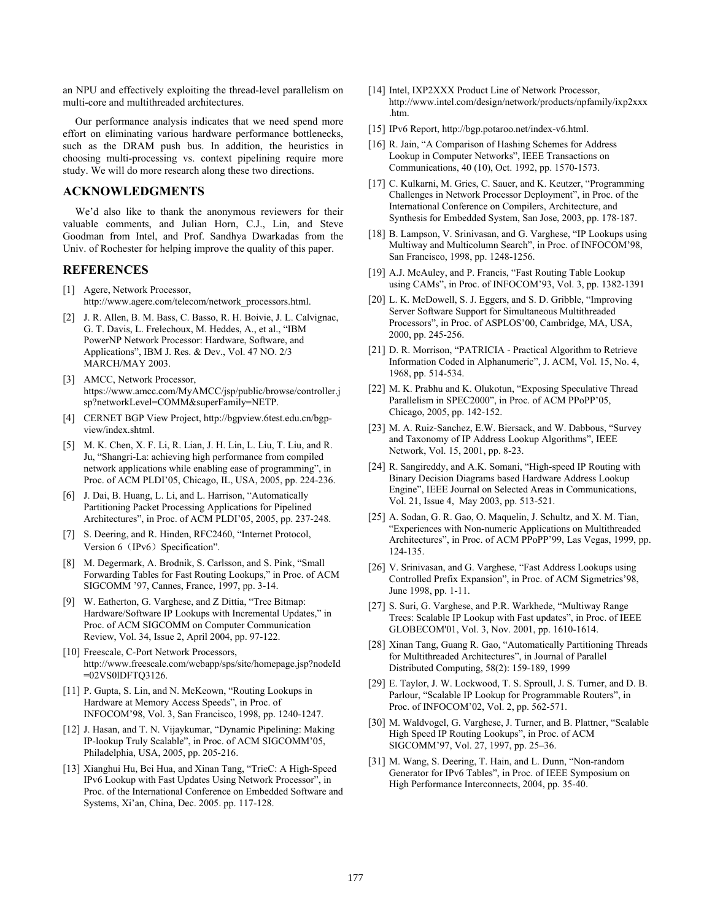an NPU and effectively exploiting the thread-level parallelism on multi-core and multithreaded architectures.

Our performance analysis indicates that we need spend more effort on eliminating various hardware performance bottlenecks, such as the DRAM push bus. In addition, the heuristics in choosing multi-processing vs. context pipelining require more study. We will do more research along these two directions.

## ACKNOWLEDGMENTS

We'd also like to thank the anonymous reviewers for their valuable comments, and Julian Horn, C.J., Lin, and Steve Goodman from Intel, and Prof. Sandhya Dwarkadas from the Univ. of Rochester for helping improve the quality of this paper.

## REFERENCES

[1] Agere, Network Processor, http://www.agere.com/telecom/network_processors.html.

[2] J. R. Allen, B. M. Bass, C. Basso, R. H. Boivie, J. L. Calvignac, G. T. Davis, L. Frelechoux, M. Heddes, A., et al., "IBM PowerNP Network Processor: Hardware, Software, and Applications", IBM J. Res. & Dev., Vol. 47 NO. 2/3 MARCH/MAY 2003.

[3] AMCC, Network Processor, https://www.amcc.com/MyAMCC/jsp/public/browse/controller.jsp?networkLevel=COMM&superFamily=NETP.

[4] CERNET BGP View Project, http://bgpview.6test.edu.cn/bgp-view/index.shtml.

[5] M. K. Chen, X. F. Li, R. Lian, J. H. Lin, L. Liu, T. Liu, and R. Ju, "Shangri-La: achieving high performance from compiled network applications while enabling ease of programming", in Proc. of ACM PLDI'05, Chicago, IL, USA, 2005, pp. 224-236.

[6] J. Dai, B. Huang, L. Li, and L. Harrison, "Automatically Partitioning Packet Processing Applications for Pipelined Architectures", in Proc. of ACM PLDI'05, 2005, pp. 237-248.

[7] S. Deering, and R. Hinden, RFC2460, "Internet Protocol, Version 6（IPv6）Specification".

[8] M. Degermark, A. Brodnik, S. Carlsson, and S. Pink, "Small Forwarding Tables for Fast Routing Lookups," in Proc. of ACM SIGCOMM '97, Cannes, France, 1997, pp. 3-14.

[9] W. Eatherton, G. Varghese, and Z Dittia, "Tree Bitmap: Hardware/Software IP Lookups with Incremental Updates," in Proc. of ACM SIGCOMM on Computer Communication Review, Vol. 34, Issue 2, April 2004, pp. 97-122.

[10] Freescale, C-Port Network Processors, http://www.freescale.com/webapp/sps/site/homepage.jsp?nodeId=02VS0lDFTQ3126.

[11] P. Gupta, S. Lin, and N. McKeown, "Routing Lookups in Hardware at Memory Access Speeds", in Proc. of INFOCOM'98, Vol. 3, San Francisco, 1998, pp. 1240-1247.

[12] J. Hasan, and T. N. Vijaykumar, "Dynamic Pipelining: Making IP-lookup Truly Scalable", in Proc. of ACM SIGCOMM'05, Philadelphia, USA, 2005, pp. 205-216.

[13] Xianghui Hu, Bei Hua, and Xinan Tang, "TrieC: A High-Speed IPv6 Lookup with Fast Updates Using Network Processor", in Proc. of the International Conference on Embedded Software and Systems, Xi'an, China, Dec. 2005. pp. 117-128.

[14] Intel, IXP2XXX Product Line of Network Processor, http://www.intel.com/design/network/products/npfamily/ixp2xxx.htm.

[15] IPv6 Report, http://bgp.potaroo.net/index-v6.html.

[16] R. Jain, "A Comparison of Hashing Schemes for Address Lookup in Computer Networks", IEEE Transactions on Communications, 40 (10), Oct. 1992, pp. 1570-1573.

[17] C. Kulkarni, M. Gries, C. Sauer, and K. Keutzer, "Programming Challenges in Network Processor Deployment", in Proc. of the International Conference on Compilers, Architecture, and Synthesis for Embedded System, San Jose, 2003, pp. 178-187.

[18] B. Lampson, V. Srinivasan, and G. Varghese, "IP Lookups using Multiway and Multicolumn Search", in Proc. of INFOCOM'98, San Francisco, 1998, pp. 1248-1256.

[19] A.J. McAuley, and P. Francis, "Fast Routing Table Lookup using CAMs", in Proc. of INFOCOM'93, Vol. 3, pp. 1382-1391

[20] L. K. McDowell, S. J. Eggers, and S. D. Gribble, "Improving Server Software Support for Simultaneous Multithreaded Processors", in Proc. of ASPLOS'00, Cambridge, MA, USA, 2000, pp. 245-256.

[21] D. R. Morrison, "PATRICIA - Practical Algorithm to Retrieve Information Coded in Alphanumeric", J. ACM, Vol. 15, No. 4, 1968, pp. 514-534.

[22] M. K. Prabhu and K. Olukotun, "Exposing Speculative Thread Parallelism in SPEC2000", in Proc. of ACM PPoPP'05, Chicago, 2005, pp. 142-152.

[23] M. A. Ruiz-Sanchez, E.W. Biersack, and W. Dabbous, "Survey and Taxonomy of IP Address Lookup Algorithms", IEEE Network, Vol. 15, 2001, pp. 8-23.

[24] R. Sangireddy, and A.K. Somani, "High-speed IP Routing with Binary Decision Diagrams based Hardware Address Lookup Engine", IEEE Journal on Selected Areas in Communications, Vol. 21, Issue 4, May 2003, pp. 513-521.

[25] A. Sodan, G. R. Gao, O. Maquelin, J. Schultz, and X. M. Tian, "Experiences with Non-numeric Applications on Multithreaded Architectures", in Proc. of ACM PPoPP'99, Las Vegas, 1999, pp. 124-135.

[26] V. Srinivasan, and G. Varghese, "Fast Address Lookups using Controlled Prefix Expansion", in Proc. of ACM Sigmetrics'98, June 1998, pp. 1-11.

[27] S. Suri, G. Varghese, and P.R. Warkhede, "Multiway Range Trees: Scalable IP Lookup with Fast updates", in Proc. of IEEE GLOBECOM'01, Vol. 3, Nov. 2001, pp. 1610-1614.

[28] Xinan Tang, Guang R. Gao, "Automatically Partitioning Threads for Multithreaded Architectures", in Journal of Parallel Distributed Computing, 58(2): 159-189, 1999

[29] E. Taylor, J. W. Lockwood, T. S. Sproull, J. S. Turner, and D. B. Parlour, "Scalable IP Lookup for Programmable Routers", in Proc. of INFOCOM'02, Vol. 2, pp. 562-571.

[30] M. Waldvogel, G. Varghese, J. Turner, and B. Plattner, "Scalable High Speed IP Routing Lookups", in Proc. of ACM SIGCOMM'97, Vol. 27, 1997, pp. 25–36.

[31] M. Wang, S. Deering, T. Hain, and L. Dunn, "Non-random Generator for IPv6 Tables", in Proc. of IEEE Symposium on High Performance Interconnects, 2004, pp. 35-40.